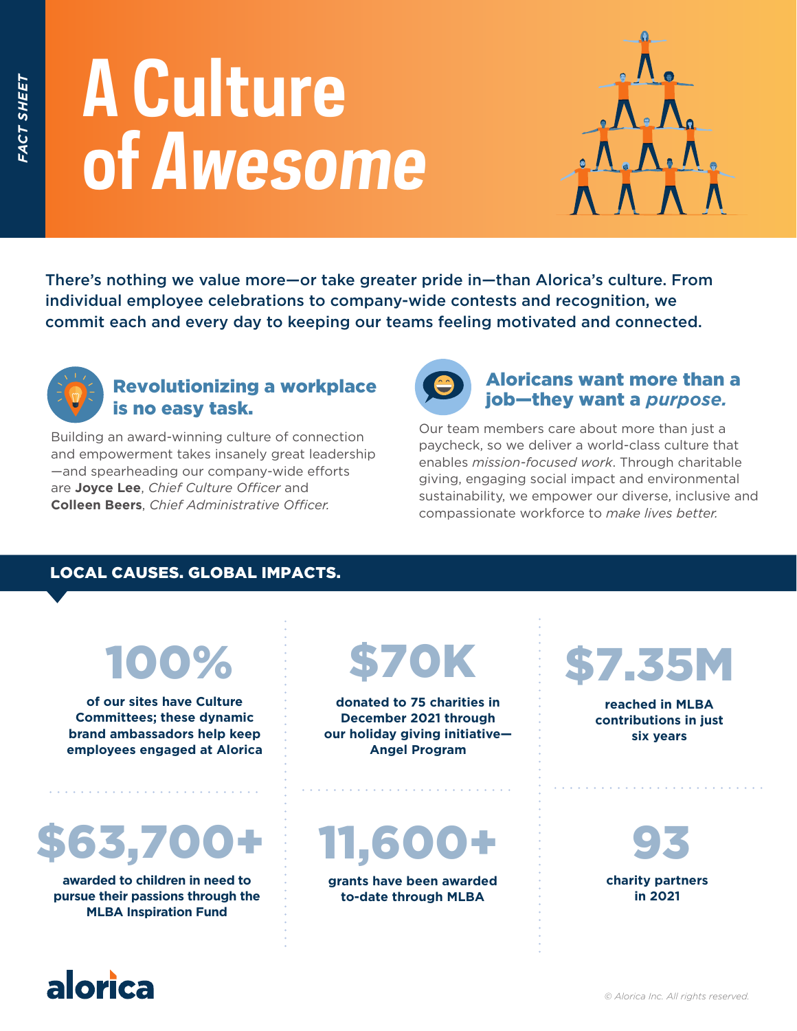FACT SHEET

# A Culture of *Awesome*

There's nothing we value more—or take greater pride in—than Alorica's culture. From individual employee celebrations to company-wide contests and recognition, we commit each and every day to keeping our teams feeling motivated and connected.

## Revolutionizing a workplace is no easy task.

Building an award-winning culture of connection and empowerment takes insanely great leadership—and spearheading our company-wide efforts are **Joyce Lee**, *Chief Culture Officer* and **Colleen Beers**, *Chief Administrative Officer.*

## Aloricans want more than a job—they want a *purpose.*

Our team members care about more than just a paycheck, so we deliver a world-class culture that enables *mission-focused work*. Through charitable giving, engaging social impact and environmental sustainability, we empower our diverse, inclusive and compassionate workforce to *make lives better.*

## LOCAL CAUSES. GLOBAL IMPACTS.

**100%**

**of our sites have Culture Committees; these dynamic brand ambassadors help keep employees engaged at Alorica**

**$70K**

**donated to 75 charities in December 2021 through our holiday giving initiative—Angel Program**

**$7.35M**

**reached in MLBA contributions in just six years**

**$63,700+**

**awarded to children in need to pursue their passions through the MLBA Inspiration Fund**

**11,600+**

**grants have been awarded to-date through MLBA**

**93**

**charity partners in 2021**

alorica

© Alorica Inc. All rights reserved.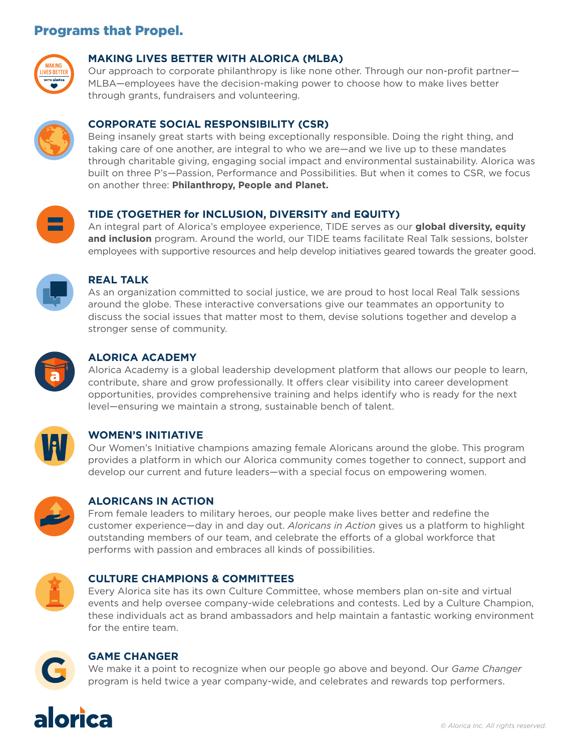# Programs that Propel.

### MAKING LIVES BETTER WITH ALORICA (MLBA)

Our approach to corporate philanthropy is like none other. Through our non-profit partner—MLBA—employees have the decision-making power to choose how to make lives better through grants, fundraisers and volunteering.

### CORPORATE SOCIAL RESPONSIBILITY (CSR)

Being insanely great starts with being exceptionally responsible. Doing the right thing, and taking care of one another, are integral to who we are—and we live up to these mandates through charitable giving, engaging social impact and environmental sustainability. Alorica was built on three P's—Passion, Performance and Possibilities. But when it comes to CSR, we focus on another three: **Philanthropy, People and Planet.**

### TIDE (TOGETHER for INCLUSION, DIVERSITY and EQUITY)

An integral part of Alorica's employee experience, TIDE serves as our **global diversity, equity and inclusion** program. Around the world, our TIDE teams facilitate Real Talk sessions, bolster employees with supportive resources and help develop initiatives geared towards the greater good.

### REAL TALK

As an organization committed to social justice, we are proud to host local Real Talk sessions around the globe. These interactive conversations give our teammates an opportunity to discuss the social issues that matter most to them, devise solutions together and develop a stronger sense of community.

### ALORICA ACADEMY

Alorica Academy is a global leadership development platform that allows our people to learn, contribute, share and grow professionally. It offers clear visibility into career development opportunities, provides comprehensive training and helps identify who is ready for the next level—ensuring we maintain a strong, sustainable bench of talent.

### WOMEN'S INITIATIVE

Our Women's Initiative champions amazing female Aloricans around the globe. This program provides a platform in which our Alorica community comes together to connect, support and develop our current and future leaders—with a special focus on empowering women.

### ALORICANS IN ACTION

From female leaders to military heroes, our people make lives better and redefine the customer experience—day in and day out. *Aloricans in Action* gives us a platform to highlight outstanding members of our team, and celebrate the efforts of a global workforce that performs with passion and embraces all kinds of possibilities.

### CULTURE CHAMPIONS & COMMITTEES

Every Alorica site has its own Culture Committee, whose members plan on-site and virtual events and help oversee company-wide celebrations and contests. Led by a Culture Champion, these individuals act as brand ambassadors and help maintain a fantastic working environment for the entire team.

### GAME CHANGER

We make it a point to recognize when our people go above and beyond. Our *Game Changer* program is held twice a year company-wide, and celebrates and rewards top performers.

alorica

*© Alorica Inc. All rights reserved.*